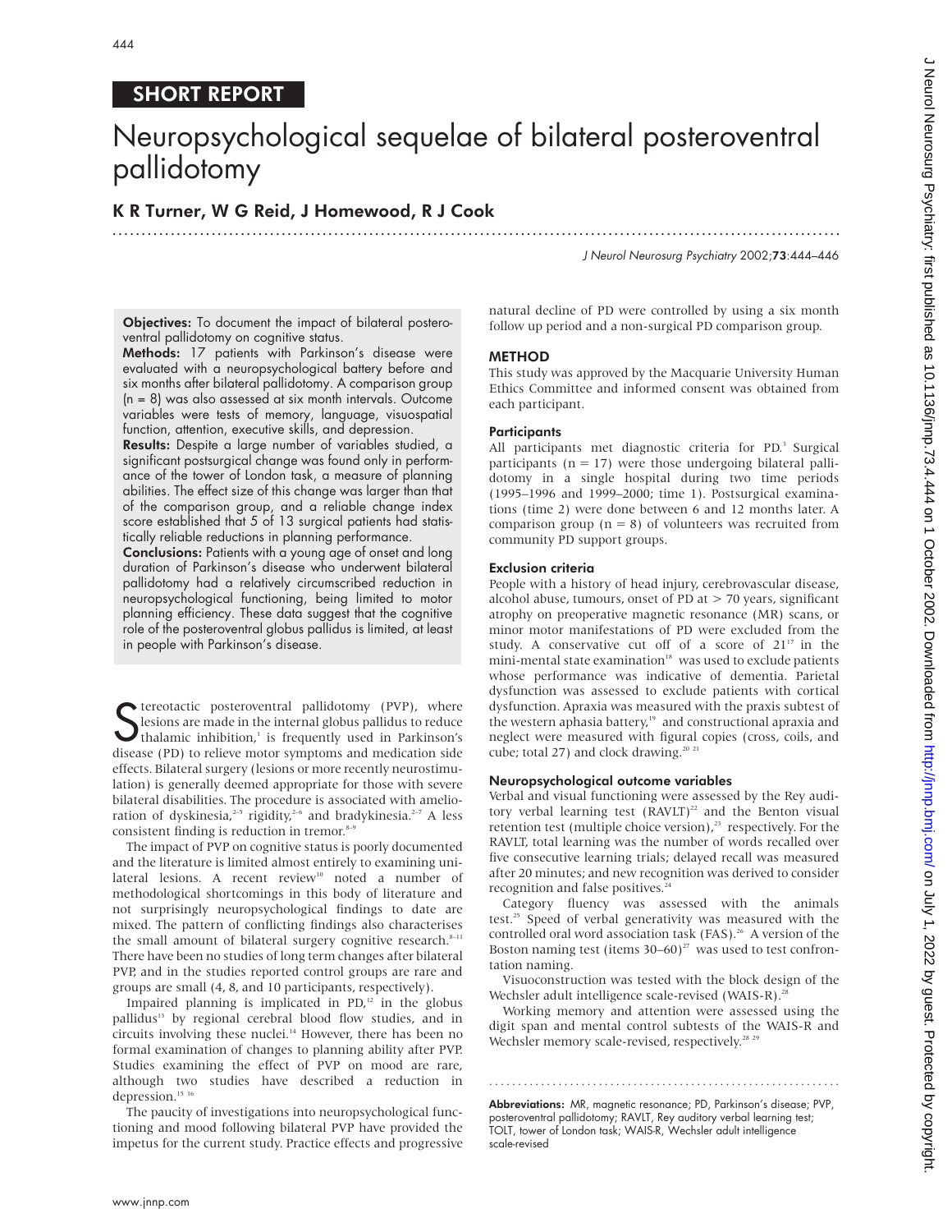SHORT REPORT

# Neuropsychological sequelae of bilateral posteroventral pallidotomy

**K R Turner, W G Reid, J Homewood, R J Cook**

**Objectives:** To document the impact of bilateral posteroventral pallidotomy on cognitive status.

**Methods:** 17 patients with Parkinson's disease were evaluated with a neuropsychological battery before and six months after bilateral pallidotomy. A comparison group (n = 8) was also assessed at six month intervals. Outcome variables were tests of memory, language, visuospatial function, attention, executive skills, and depression.

**Results:** Despite a large number of variables studied, a significant postsurgical change was found only in performance of the tower of London task, a measure of planning abilities. The effect size of this change was larger than that of the comparison group, and a reliable change index score established that 5 of 13 surgical patients had statistically reliable reductions in planning performance.

**Conclusions:** Patients with a young age of onset and long duration of Parkinson's disease who underwent bilateral pallidotomy had a relatively circumscribed reduction in neuropsychological functioning, being limited to motor planning efficiency. These data suggest that the cognitive role of the posteroventral globus pallidus is limited, at least in people with Parkinson's disease.

Stereotactic posteroventral pallidotomy (PVP), where lesions are made in the internal globus pallidus to reduce thalamic inhibition,[1] is frequently used in Parkinson's disease (PD) to relieve motor symptoms and medication side effects. Bilateral surgery (lesions or more recently neurostimulation) is generally deemed appropriate for those with severe bilateral disabilities. The procedure is associated with amelioration of dyskinesia,[2–5] rigidity,[2–6] and bradykinesia.[2–7] A less consistent finding is reduction in tremor.[8–9]

The impact of PVP on cognitive status is poorly documented and the literature is limited almost entirely to examining unilateral lesions. A recent review[10] noted a number of methodological shortcomings in this body of literature and not surprisingly neuropsychological findings to date are mixed. The pattern of conflicting findings also characterises the small amount of bilateral surgery cognitive research.[8–11] There have been no studies of long term changes after bilateral PVP, and in the studies reported control groups are rare and groups are small (4, 8, and 10 participants, respectively).

Impaired planning is implicated in PD,[12] in the globus pallidus[13] by regional cerebral blood flow studies, and in circuits involving these nuclei.[14] However, there has been no formal examination of changes to planning ability after PVP. Studies examining the effect of PVP on mood are rare, although two studies have described a reduction in depression.[15 16]

The paucity of investigations into neuropsychological functioning and mood following bilateral PVP have provided the impetus for the current study. Practice effects and progressive natural decline of PD were controlled by using a six month follow up period and a non-surgical PD comparison group.

## METHOD

This study was approved by the Macquarie University Human Ethics Committee and informed consent was obtained from each participant.

### Participants

All participants met diagnostic criteria for PD.[3] Surgical participants (n = 17) were those undergoing bilateral pallidotomy in a single hospital during two time periods (1995–1996 and 1999–2000; time 1). Postsurgical examinations (time 2) were done between 6 and 12 months later. A comparison group (n = 8) of volunteers was recruited from community PD support groups.

### Exclusion criteria

People with a history of head injury, cerebrovascular disease, alcohol abuse, tumours, onset of PD at > 70 years, significant atrophy on preoperative magnetic resonance (MR) scans, or minor motor manifestations of PD were excluded from the study. A conservative cut off of a score of 21[17] in the mini-mental state examination[18] was used to exclude patients whose performance was indicative of dementia. Parietal dysfunction was assessed to exclude patients with cortical dysfunction. Apraxia was measured with the praxis subtest of the western aphasia battery,[19] and constructional apraxia and neglect were measured with figural copies (cross, coils, and cube; total 27) and clock drawing.[20 21]

### Neuropsychological outcome variables

Verbal and visual functioning were assessed by the Rey auditory verbal learning test (RAVLT)[22] and the Benton visual retention test (multiple choice version),[23] respectively. For the RAVLT, total learning was the number of words recalled over five consecutive learning trials; delayed recall was measured after 20 minutes; and new recognition was derived to consider recognition and false positives.[24]

Category fluency was assessed with the animals test.[25] Speed of verbal generativity was measured with the controlled oral word association task (FAS).[26] A version of the Boston naming test (items 30–60)[27] was used to test confrontation naming.

Visuoconstruction was tested with the block design of the Wechsler adult intelligence scale-revised (WAIS-R).[28]

Working memory and attention were assessed using the digit span and mental control subtests of the WAIS-R and Wechsler memory scale-revised, respectively.[28 29]

**Abbreviations:** MR, magnetic resonance; PD, Parkinson's disease; PVP, posteroventral pallidotomy; RAVLT, Rey auditory verbal learning test; TOLT, tower of London task; WAIS-R, Wechsler adult intelligence scale-revised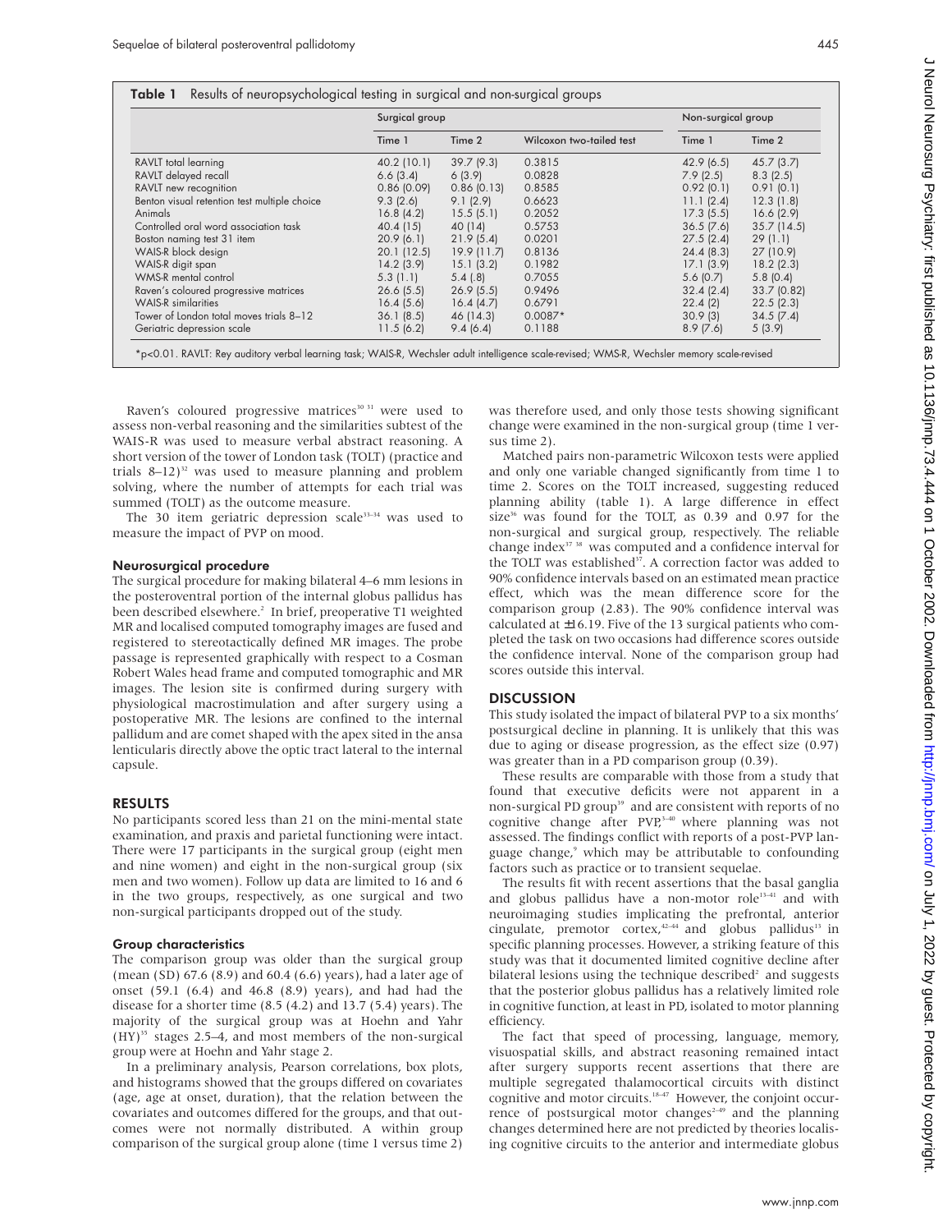**Table 1** Results of neuropsychological testing in surgical and non-surgical groups

| | Surgical group | | | Non-surgical group | |
|---|---|---|---|---|---|
| | Time 1 | Time 2 | Wilcoxon two-tailed test | Time 1 | Time 2 |
| RAVLT total learning | 40.2 (10.1) | 39.7 (9.3) | 0.3815 | 42.9 (6.5) | 45.7 (3.7) |
| RAVLT delayed recall | 6.6 (3.4) | 6 (3.9) | 0.0828 | 7.9 (2.5) | 8.3 (2.5) |
| RAVLT new recognition | 0.86 (0.09) | 0.86 (0.13) | 0.8585 | 0.92 (0.1) | 0.91 (0.1) |
| Benton visual retention test multiple choice | 9.3 (2.6) | 9.1 (2.9) | 0.6623 | 11.1 (2.4) | 12.3 (1.8) |
| Animals | 16.8 (4.2) | 15.5 (5.1) | 0.2052 | 17.3 (5.5) | 16.6 (2.9) |
| Controlled oral word association task | 40.4 (15) | 40 (14) | 0.5753 | 36.5 (7.6) | 35.7 (14.5) |
| Boston naming test 31 item | 20.9 (6.1) | 21.9 (5.4) | 0.0201 | 27.5 (2.4) | 29 (1.1) |
| WAIS-R block design | 20.1 (12.5) | 19.9 (11.7) | 0.8136 | 24.4 (8.3) | 27 (10.9) |
| WAIS-R digit span | 14.2 (3.9) | 15.1 (3.2) | 0.1982 | 17.1 (3.9) | 18.2 (2.3) |
| WMS-R mental control | 5.3 (1.1) | 5.4 (.8) | 0.7055 | 5.6 (0.7) | 5.8 (0.4) |
| Raven's coloured progressive matrices | 26.6 (5.5) | 26.9 (5.5) | 0.9496 | 32.4 (2.4) | 33.7 (0.82) |
| WAIS-R similarities | 16.4 (5.6) | 16.4 (4.7) | 0.6791 | 22.4 (2) | 22.5 (2.3) |
| Tower of London total moves trials 8–12 | 36.1 (8.5) | 46 (14.3) | 0.0087* | 30.9 (3) | 34.5 (7.4) |
| Geriatric depression scale | 11.5 (6.2) | 9.4 (6.4) | 0.1188 | 8.9 (7.6) | 5 (3.9) |

*p<0.01. RAVLT: Rey auditory verbal learning task; WAIS-R, Wechsler adult intelligence scale-revised; WMS-R, Wechsler memory scale-revised

Raven's coloured progressive matrices[30 31] were used to assess non-verbal reasoning and the similarities subtest of the WAIS-R was used to measure verbal abstract reasoning. A short version of the tower of London task (TOLT) (practice and trials 8–12)[32] was used to measure planning and problem solving, where the number of attempts for each trial was summed (TOLT) as the outcome measure.

The 30 item geriatric depression scale[33–34] was used to measure the impact of PVP on mood.

### Neurosurgical procedure

The surgical procedure for making bilateral 4–6 mm lesions in the posteroventral portion of the internal globus pallidus has been described elsewhere.[2] In brief, preoperative T1 weighted MR and localised computed tomography images are fused and registered to stereotactically defined MR images. The probe passage is represented graphically with respect to a Cosman Robert Wales head frame and computed tomographic and MR images. The lesion site is confirmed during surgery with physiological macrostimulation and after surgery using a postoperative MR. The lesions are confined to the internal pallidum and are comet shaped with the apex sited in the ansa lenticularis directly above the optic tract lateral to the internal capsule.

## RESULTS

No participants scored less than 21 on the mini-mental state examination, and praxis and parietal functioning were intact. There were 17 participants in the surgical group (eight men and nine women) and eight in the non-surgical group (six men and two women). Follow up data are limited to 16 and 6 in the two groups, respectively, as one surgical and two non-surgical participants dropped out of the study.

### Group characteristics

The comparison group was older than the surgical group (mean (SD) 67.6 (8.9) and 60.4 (6.6) years), had a later age of onset (59.1 (6.4) and 46.8 (8.9) years), and had had the disease for a shorter time (8.5 (4.2) and 13.7 (5.4) years). The majority of the surgical group was at Hoehn and Yahr (HY)[35] stages 2.5–4, and most members of the non-surgical group were at Hoehn and Yahr stage 2.

In a preliminary analysis, Pearson correlations, box plots, and histograms showed that the groups differed on covariates (age, age at onset, duration), that the relation between the covariates and outcomes differed for the groups, and that outcomes were not normally distributed. A within group comparison of the surgical group alone (time 1 versus time 2) was therefore used, and only those tests showing significant change were examined in the non-surgical group (time 1 versus time 2).

Matched pairs non-parametric Wilcoxon tests were applied and only one variable changed significantly from time 1 to time 2. Scores on the TOLT increased, suggesting reduced planning ability (table 1). A large difference in effect size[36] was found for the TOLT, as 0.39 and 0.97 for the non-surgical and surgical group, respectively. The reliable change index[37 38] was computed and a confidence interval for the TOLT was established[37]. A correction factor was added to 90% confidence intervals based on an estimated mean practice effect, which was the mean difference score for the comparison group (2.83). The 90% confidence interval was calculated at ±16.19. Five of the 13 surgical patients who completed the task on two occasions had difference scores outside the confidence interval. None of the comparison group had scores outside this interval.

## DISCUSSION

This study isolated the impact of bilateral PVP to a six months' postsurgical decline in planning. It is unlikely that this was due to aging or disease progression, as the effect size (0.97) was greater than in a PD comparison group (0.39).

These results are comparable with those from a study that found that executive deficits were not apparent in a non-surgical PD group[39] and are consistent with reports of no cognitive change after PVP,[3–40] where planning was not assessed. The findings conflict with reports of a post-PVP language change,[9] which may be attributable to confounding factors such as practice or to transient sequelae.

The results fit with recent assertions that the basal ganglia and globus pallidus have a non-motor role[13–41] and with neuroimaging studies implicating the prefrontal, anterior cingulate, premotor cortex,[42–44] and globus pallidus[13] in specific planning processes. However, a striking feature of this study was that it documented limited cognitive decline after bilateral lesions using the technique described[2] and suggests that the posterior globus pallidus has a relatively limited role in cognitive function, at least in PD, isolated to motor planning efficiency.

The fact that speed of processing, language, memory, visuospatial skills, and abstract reasoning remained intact after surgery supports recent assertions that there are multiple segregated thalamocortical circuits with distinct cognitive and motor circuits.[18–47] However, the conjoint occurrence of postsurgical motor changes[2–49] and the planning changes determined here are not predicted by theories localising cognitive circuits to the anterior and intermediate globus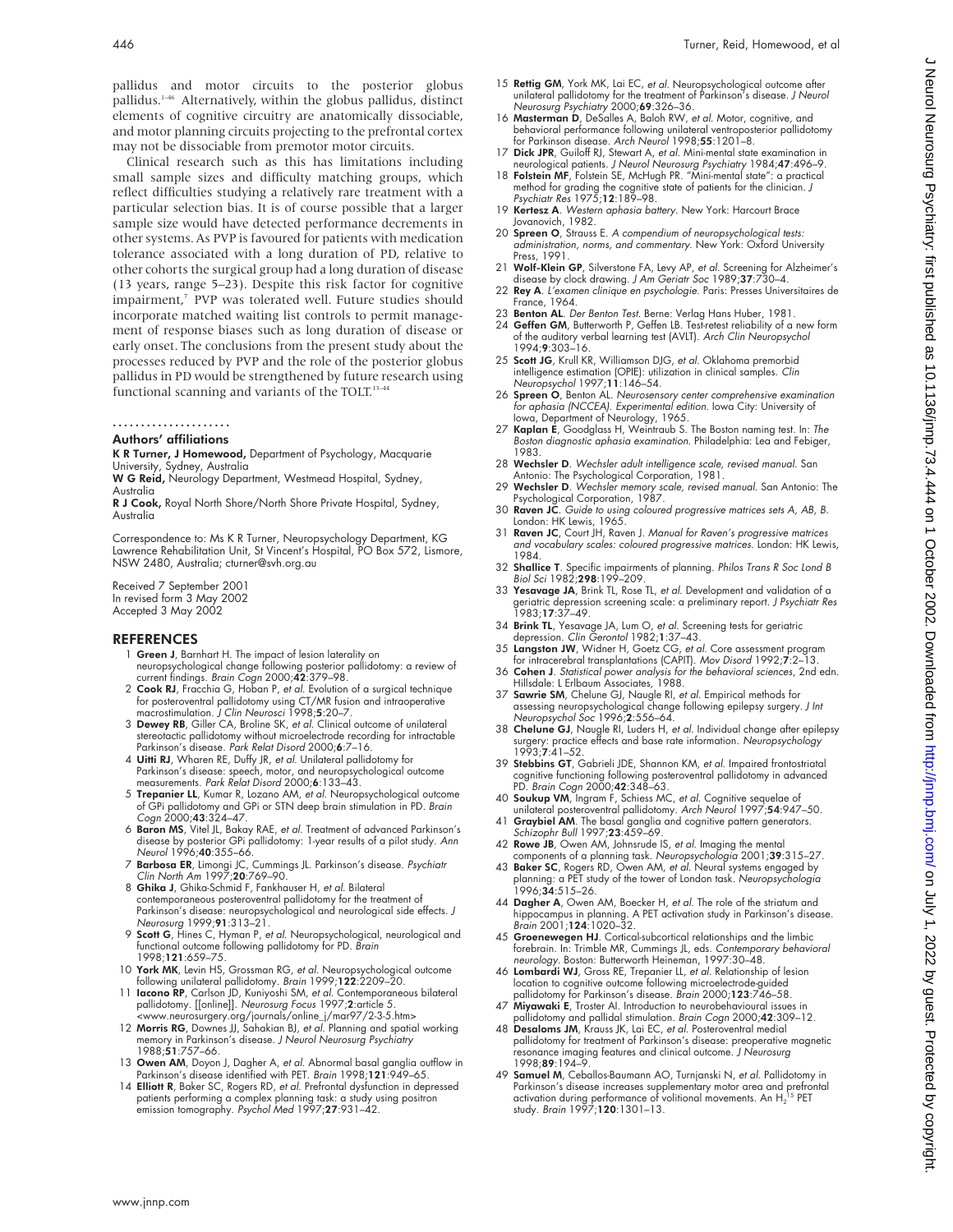pallidus and motor circuits to the posterior globus pallidus.[1–46] Alternatively, within the globus pallidus, distinct elements of cognitive circuitry are anatomically dissociable, and motor planning circuits projecting to the prefrontal cortex may not be dissociable from premotor motor circuits.

Clinical research such as this has limitations including small sample sizes and difficulty matching groups, which reflect difficulties studying a relatively rare treatment with a particular selection bias. It is of course possible that a larger sample size would have detected performance decrements in other systems. As PVP is favoured for patients with medication tolerance associated with a long duration of PD, relative to other cohorts the surgical group had a long duration of disease (13 years, range 5–23). Despite this risk factor for cognitive impairment,[7] PVP was tolerated well. Future studies should incorporate matched waiting list controls to permit management of response biases such as long duration of disease or early onset. The conclusions from the present study about the processes reduced by PVP and the role of the posterior globus pallidus in PD would be strengthened by future research using functional scanning and variants of the TOLT.[13–44]

### Authors' affiliations

**K R Turner, J Homewood,** Department of Psychology, Macquarie University, Sydney, Australia
**W G Reid,** Neurology Department, Westmead Hospital, Sydney, Australia
**R J Cook,** Royal North Shore/North Shore Private Hospital, Sydney, Australia

Correspondence to: Ms K R Turner, Neuropsychology Department, KG Lawrence Rehabilitation Unit, St Vincent's Hospital, PO Box 572, Lismore, NSW 2480, Australia; cturner@svh.org.au

Received 7 September 2001
In revised form 3 May 2002
Accepted 3 May 2002

## REFERENCES

1. **Green J**, Barnhart H. The impact of lesion laterality on neuropsychological change following posterior pallidotomy: a review of current findings. *Brain Cogn* 2000;**42**:379–98.
2. **Cook RJ**, Fracchia G, Hoban P, *et al*. Evolution of a surgical technique for posteroventral pallidotomy using CT/MR fusion and intraoperative macrostimulation. *J Clin Neurosci* 1998;**5**:20–7.
3. **Dewey RB**, Giller CA, Broline SK, *et al*. Clinical outcome of unilateral stereotactic pallidotomy without microelectrode recording for intractable Parkinson's disease. *Park Relat Disord* 2000;**6**:7–16.
4. **Uitti RJ**, Wharen RE, Duffy JR, *et al*. Unilateral pallidotomy for Parkinson's disease: speech, motor, and neuropsychological outcome measurements. *Park Relat Disord* 2000;**6**:133–43.
5. **Trepanier LL**, Kumar R, Lozano AM, *et al*. Neuropsychological outcome of GPi pallidotomy and GPi or STN deep brain stimulation in PD. *Brain Cogn* 2000;**43**:324–47.
6. **Baron MS**, Vitel JL, Bakay RAE, *et al*. Treatment of advanced Parkinson's disease by posterior GPi pallidotomy: 1-year results of a pilot study. *Ann Neurol* 1996;**40**:355–66.
7. **Barbosa ER**, Limongi JC, Cummings JL. Parkinson's disease. *Psychiatr Clin North Am* 1997;**20**:769–90.
8. **Ghika J**, Ghika-Schmid F, Fankhauser H, *et al*. Bilateral contemporaneous posteroventral pallidotomy for the treatment of Parkinson's disease: neuropsychological and neurological side effects. *J Neurosurg* 1999;**91**:313–21.
9. **Scott G**, Hines C, Hyman P, *et al*. Neuropsychological, neurological and functional outcome following pallidotomy for PD. *Brain* 1998;**121**:659–75.
10. **York MK**, Levin HS, Grossman RG, *et al*. Neuropsychological outcome following unilateral pallidotomy. *Brain* 1999;**122**:2209–20.
11. **Iacono RP**, Carlson JD, Kuniyoshi SM, *et al*. Contemporaneous bilateral pallidotomy. [[online]]. *Neurosurg Focus* 1997;**2**:article 5. <www.neurosurgery.org/journals/online_j/mar97/2-3-5.htm>
12. **Morris RG**, Downes JJ, Sahakian BJ, *et al*. Planning and spatial working memory in Parkinson's disease. *J Neurol Neurosurg Psychiatry* 1988;**51**:757–66.
13. **Owen AM**, Doyon J, Dagher A, *et al*. Abnormal basal ganglia outflow in Parkinson's disease identified with PET. *Brain* 1998;**121**:949–65.
14. **Elliott R**, Baker SC, Rogers RD, *et al*. Prefrontal dysfunction in depressed patients performing a complex planning task: a study using positron emission tomography. *Psychol Med* 1997;**27**:931–42.
15. **Rettig GM**, York MK, Lai EC, *et al*. Neuropsychological outcome after unilateral pallidotomy for the treatment of Parkinson's disease. *J Neurol Neurosurg Psychiatry* 2000;**69**:326–36.
16. **Masterman D**, DeSalles A, Baloh RW, *et al*. Motor, cognitive, and behavioral performance following unilateral ventroposterior pallidotomy for Parkinson disease. *Arch Neurol* 1998;**55**:1201–8.
17. **Dick JPR**, Guiloff RJ, Stewart A, *et al*. Mini-mental state examination in neurological patients. *J Neurol Neurosurg Psychiatry* 1984;**47**:496–9.
18. **Folstein MF**, Folstein SE, McHugh PR. "Mini-mental state": a practical method for grading the cognitive state of patients for the clinician. *J Psychiatr Res* 1975;**12**:189–98.
19. **Kertesz A**. *Western aphasia battery*. New York: Harcourt Brace Jovanovich, 1982.
20. **Spreen O**, Strauss E. *A compendium of neuropsychological tests: administration, norms, and commentary*. New York: Oxford University Press, 1991.
21. **Wolf-Klein GP**, Silverstone FA, Levy AP, *et al*. Screening for Alzheimer's disease by clock drawing. *J Am Geriatr Soc* 1989;**37**:730–4.
22. **Rey A**. *L'examen clinique en psychologie*. Paris: Presses Universitaires de France, 1964.
23. **Benton AL**. *Der Benton Test*. Berne: Verlag Hans Huber, 1981.
24. **Geffen GM**, Butterworth P, Geffen LB. Test-retest reliability of a new form of the auditory verbal learning test (AVLT). *Arch Clin Neuropsychol* 1994;**9**:303–16.
25. **Scott JG**, Krull KR, Williamson DJG, *et al*. Oklahoma premorbid intelligence estimation (OPIE): utilization in clinical samples. *Clin Neuropsychol* 1997;**11**:146–54.
26. **Spreen O**, Benton AL. *Neurosensory center comprehensive examination for aphasia (NCCEA). Experimental edition*. Iowa City: University of Iowa, Department of Neurology, 1965.
27. **Kaplan E**, Goodglass H, Weintraub S. The Boston naming test. In: *The Boston diagnostic aphasia examination*. Philadelphia: Lea and Febiger, 1983.
28. **Wechsler D**. *Wechsler adult intelligence scale, revised manual*. San Antonio: The Psychological Corporation, 1981.
29. **Wechsler D**. *Wechsler memory scale, revised manual*. San Antonio: The Psychological Corporation, 1987.
30. **Raven JC**. *Guide to using coloured progressive matrices sets A, AB, B*. London: HK Lewis, 1965.
31. **Raven JC**, Court JH, Raven J. *Manual for Raven's progressive matrices and vocabulary scales: coloured progressive matrices*. London: HK Lewis, 1984.
32. **Shallice T**. Specific impairments of planning. *Philos Trans R Soc Lond B Biol Sci* 1982;**298**:199–209.
33. **Yesavage JA**, Brink TL, Rose TL, *et al*. Development and validation of a geriatric depression screening scale: a preliminary report. *J Psychiatr Res* 1983;**17**:37–49.
34. **Brink TL**, Yesavage JA, Lum O, *et al*. Screening tests for geriatric depression. *Clin Gerontol* 1982;**1**:37–43.
35. **Langston JW**, Widner H, Goetz CG, *et al*. Core assessment program for intracerebral transplantations (CAPIT). *Mov Disord* 1992;**7**:2–13.
36. **Cohen J**. *Statistical power analysis for the behavioral sciences*, 2nd edn. Hillsdale: L Erlbaum Associates, 1988.
37. **Sawrie SM**, Chelune GJ, Naugle RI, *et al*. Empirical methods for assessing neuropsychological change following epilepsy surgery. *J Int Neuropsychol Soc* 1996;**2**:556–64.
38. **Chelune GJ**, Naugle RI, Luders H, *et al*. Individual change after epilepsy surgery: practice effects and base rate information. *Neuropsychology* 1993;**7**:41–52.
39. **Stebbins GT**, Gabrieli JDE, Shannon KM, *et al*. Impaired frontostriatal cognitive functioning following posteroventral pallidotomy in advanced PD. *Brain Cogn* 2000;**42**:348–63.
40. **Soukup VM**, Ingram F, Schiess MC, *et al*. Cognitive sequelae of unilateral posteroventral pallidotomy. *Arch Neurol* 1997;**54**:947–50.
41. **Graybiel AM**. The basal ganglia and cognitive pattern generators. *Schizophr Bull* 1997;**23**:459–69.
42. **Rowe JB**, Owen AM, Johnsrude IS, *et al*. Imaging the mental components of a planning task. *Neuropsychologia* 2001;**39**:315–27.
43. **Baker SC**, Rogers RD, Owen AM, *et al*. Neural systems engaged by planning: a PET study of the tower of London task. *Neuropsychologia* 1996;**34**:515–26.
44. **Dagher A**, Owen AM, Boecker H, *et al*. The role of the striatum and hippocampus in planning. A PET activation study in Parkinson's disease. *Brain* 2001;**124**:1020–32.
45. **Groenewegen HJ**. Cortical-subcortical relationships and the limbic forebrain. In: Trimble MR, Cummings JL, eds. *Contemporary behavioral neurology*. Boston: Butterworth Heineman, 1997:30–48.
46. **Lombardi WJ**, Gross RE, Trepanier LL, *et al*. Relationship of lesion location to cognitive outcome following microelectrode-guided pallidotomy for Parkinson's disease. *Brain* 2000;**123**:746–58.
47. **Miyawaki E**, Troster AI. Introduction to neurobehavioural issues in pallidotomy and pallidal stimulation. *Brain Cogn* 2000;**42**:309–12.
48. **Desaloms JM**, Krauss JK, Lai EC, *et al*. Posteroventral medial pallidotomy for treatment of Parkinson's disease: preoperative magnetic resonance imaging features and clinical outcome. *J Neurosurg* 1998;**89**:194–9.
49. **Samuel M**, Ceballos-Baumann AO, Turnjanski N, *et al*. Pallidotomy in Parkinson's disease increases supplementary motor area and prefrontal activation during performance of volitional movements. An $H_2^{15}$ PET study. *Brain* 1997;**120**:1301–13.